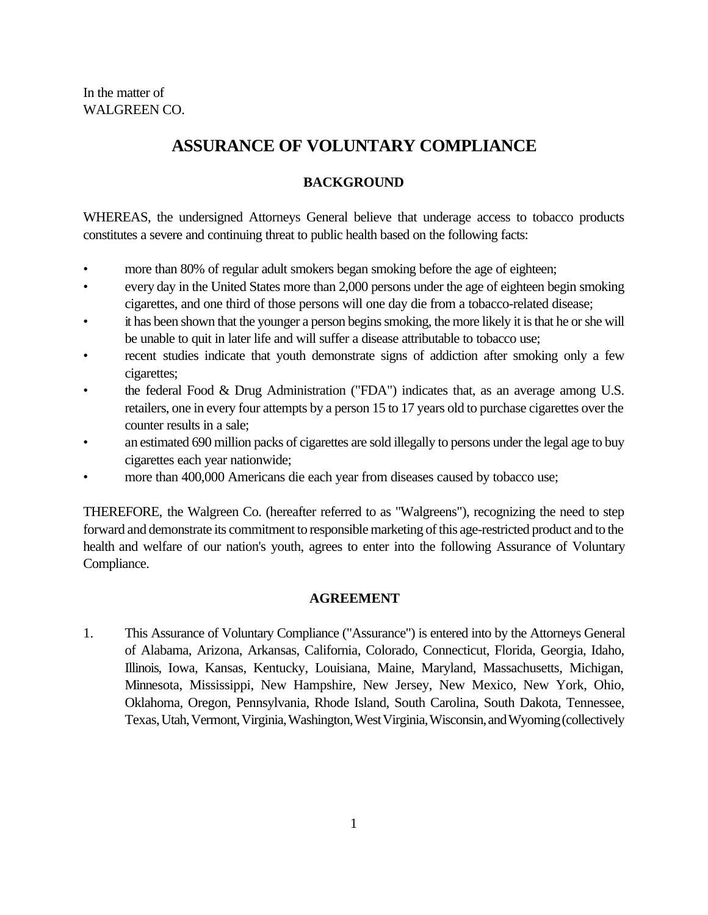In the matter of
WALGREEN CO.

# ASSURANCE OF VOLUNTARY COMPLIANCE

## BACKGROUND

WHEREAS, the undersigned Attorneys General believe that underage access to tobacco products constitutes a severe and continuing threat to public health based on the following facts:

- more than 80% of regular adult smokers began smoking before the age of eighteen;
- every day in the United States more than 2,000 persons under the age of eighteen begin smoking cigarettes, and one third of those persons will one day die from a tobacco-related disease;
- it has been shown that the younger a person begins smoking, the more likely it is that he or she will be unable to quit in later life and will suffer a disease attributable to tobacco use;
- recent studies indicate that youth demonstrate signs of addiction after smoking only a few cigarettes;
- the federal Food & Drug Administration ("FDA") indicates that, as an average among U.S. retailers, one in every four attempts by a person 15 to 17 years old to purchase cigarettes over the counter results in a sale;
- an estimated 690 million packs of cigarettes are sold illegally to persons under the legal age to buy cigarettes each year nationwide;
- more than 400,000 Americans die each year from diseases caused by tobacco use;

THEREFORE, the Walgreen Co. (hereafter referred to as "Walgreens"), recognizing the need to step forward and demonstrate its commitment to responsible marketing of this age-restricted product and to the health and welfare of our nation's youth, agrees to enter into the following Assurance of Voluntary Compliance.

## AGREEMENT

1. This Assurance of Voluntary Compliance ("Assurance") is entered into by the Attorneys General of Alabama, Arizona, Arkansas, California, Colorado, Connecticut, Florida, Georgia, Idaho, Illinois, Iowa, Kansas, Kentucky, Louisiana, Maine, Maryland, Massachusetts, Michigan, Minnesota, Mississippi, New Hampshire, New Jersey, New Mexico, New York, Ohio, Oklahoma, Oregon, Pennsylvania, Rhode Island, South Carolina, South Dakota, Tennessee, Texas, Utah, Vermont, Virginia, Washington, West Virginia, Wisconsin, and Wyoming (collectively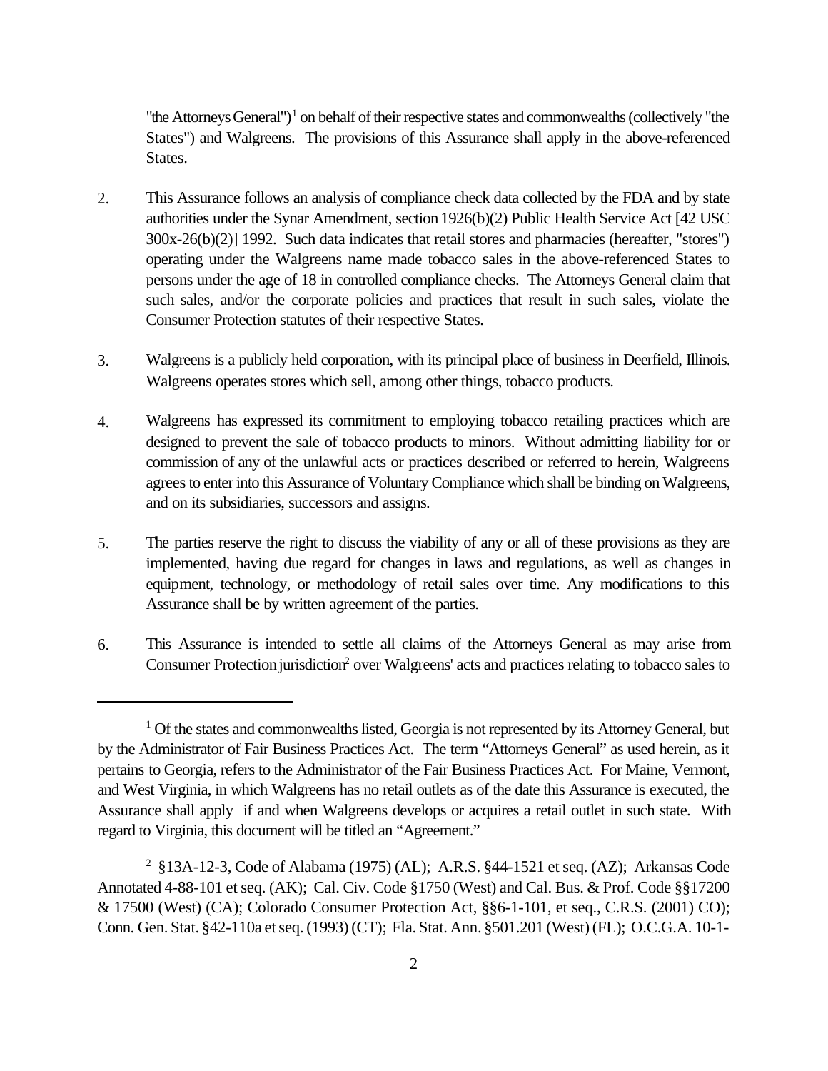"the Attorneys General")[1] on behalf of their respective states and commonwealths (collectively "the States") and Walgreens. The provisions of this Assurance shall apply in the above-referenced States.

2. This Assurance follows an analysis of compliance check data collected by the FDA and by state authorities under the Synar Amendment, section 1926(b)(2) Public Health Service Act [42 USC 300x-26(b)(2)] 1992. Such data indicates that retail stores and pharmacies (hereafter, "stores") operating under the Walgreens name made tobacco sales in the above-referenced States to persons under the age of 18 in controlled compliance checks. The Attorneys General claim that such sales, and/or the corporate policies and practices that result in such sales, violate the Consumer Protection statutes of their respective States.

3. Walgreens is a publicly held corporation, with its principal place of business in Deerfield, Illinois. Walgreens operates stores which sell, among other things, tobacco products.

4. Walgreens has expressed its commitment to employing tobacco retailing practices which are designed to prevent the sale of tobacco products to minors. Without admitting liability for or commission of any of the unlawful acts or practices described or referred to herein, Walgreens agrees to enter into this Assurance of Voluntary Compliance which shall be binding on Walgreens, and on its subsidiaries, successors and assigns.

5. The parties reserve the right to discuss the viability of any or all of these provisions as they are implemented, having due regard for changes in laws and regulations, as well as changes in equipment, technology, or methodology of retail sales over time. Any modifications to this Assurance shall be by written agreement of the parties.

6. This Assurance is intended to settle all claims of the Attorneys General as may arise from Consumer Protection jurisdiction[2] over Walgreens' acts and practices relating to tobacco sales to

---

[1] Of the states and commonwealths listed, Georgia is not represented by its Attorney General, but by the Administrator of Fair Business Practices Act. The term "Attorneys General" as used herein, as it pertains to Georgia, refers to the Administrator of the Fair Business Practices Act. For Maine, Vermont, and West Virginia, in which Walgreens has no retail outlets as of the date this Assurance is executed, the Assurance shall apply if and when Walgreens develops or acquires a retail outlet in such state. With regard to Virginia, this document will be titled an "Agreement."

[2] §13A-12-3, Code of Alabama (1975) (AL); A.R.S. §44-1521 et seq. (AZ); Arkansas Code Annotated 4-88-101 et seq. (AK); Cal. Civ. Code §1750 (West) and Cal. Bus. & Prof. Code §§17200 & 17500 (West) (CA); Colorado Consumer Protection Act, §§6-1-101, et seq., C.R.S. (2001) CO); Conn. Gen. Stat. §42-110a et seq. (1993) (CT); Fla. Stat. Ann. §501.201 (West) (FL); O.C.G.A. 10-1-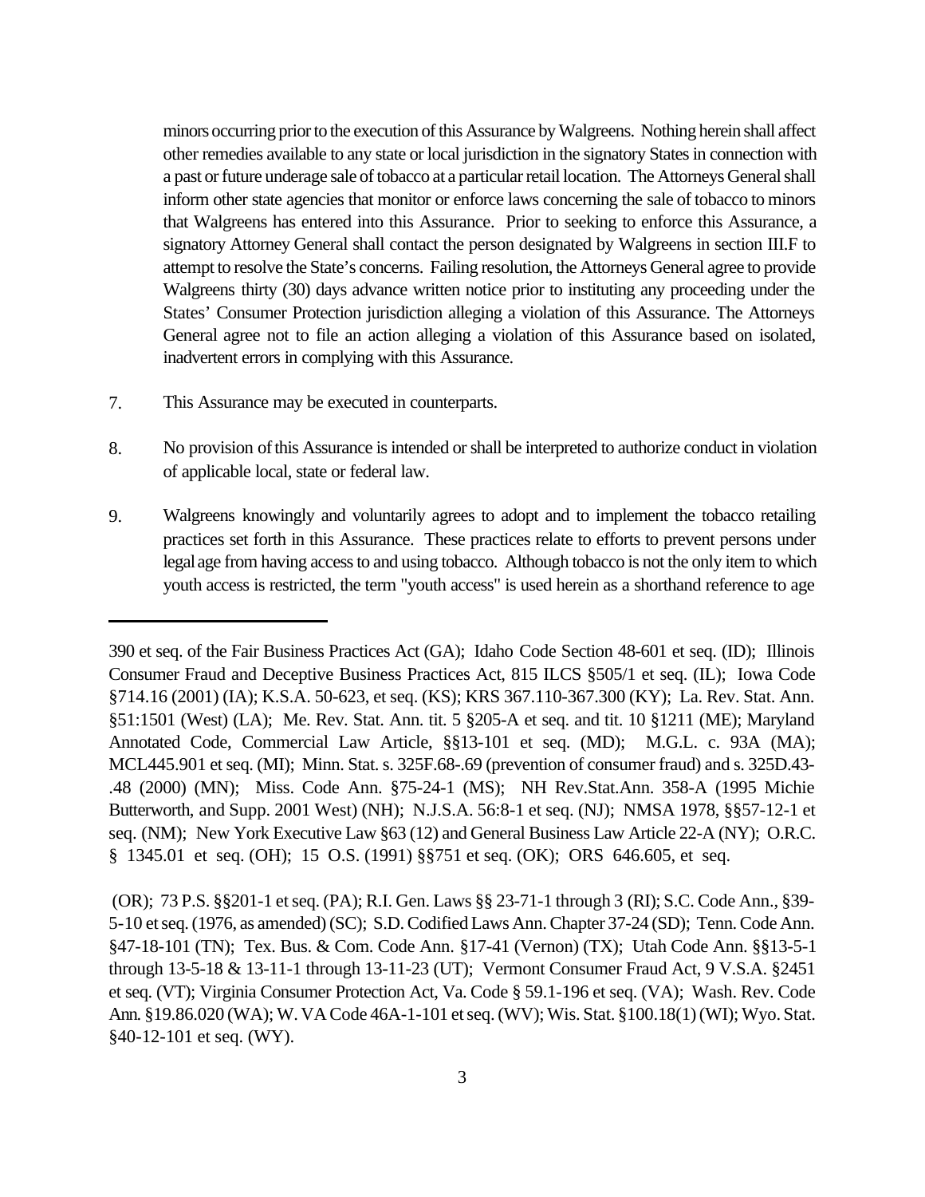minors occurring prior to the execution of this Assurance by Walgreens. Nothing herein shall affect other remedies available to any state or local jurisdiction in the signatory States in connection with a past or future underage sale of tobacco at a particular retail location. The Attorneys General shall inform other state agencies that monitor or enforce laws concerning the sale of tobacco to minors that Walgreens has entered into this Assurance. Prior to seeking to enforce this Assurance, a signatory Attorney General shall contact the person designated by Walgreens in section III.F to attempt to resolve the State's concerns. Failing resolution, the Attorneys General agree to provide Walgreens thirty (30) days advance written notice prior to instituting any proceeding under the States' Consumer Protection jurisdiction alleging a violation of this Assurance. The Attorneys General agree not to file an action alleging a violation of this Assurance based on isolated, inadvertent errors in complying with this Assurance.

7. This Assurance may be executed in counterparts.

8. No provision of this Assurance is intended or shall be interpreted to authorize conduct in violation of applicable local, state or federal law.

9. Walgreens knowingly and voluntarily agrees to adopt and to implement the tobacco retailing practices set forth in this Assurance. These practices relate to efforts to prevent persons under legal age from having access to and using tobacco. Although tobacco is not the only item to which youth access is restricted, the term "youth access" is used herein as a shorthand reference to age

---

390 et seq. of the Fair Business Practices Act (GA); Idaho Code Section 48-601 et seq. (ID); Illinois Consumer Fraud and Deceptive Business Practices Act, 815 ILCS §505/1 et seq. (IL); Iowa Code §714.16 (2001) (IA); K.S.A. 50-623, et seq. (KS); KRS 367.110-367.300 (KY); La. Rev. Stat. Ann. §51:1501 (West) (LA); Me. Rev. Stat. Ann. tit. 5 §205-A et seq. and tit. 10 §1211 (ME); Maryland Annotated Code, Commercial Law Article, §§13-101 et seq. (MD); M.G.L. c. 93A (MA); MCL445.901 et seq. (MI); Minn. Stat. s. 325F.68-.69 (prevention of consumer fraud) and s. 325D.43-.48 (2000) (MN); Miss. Code Ann. §75-24-1 (MS); NH Rev.Stat.Ann. 358-A (1995 Michie Butterworth, and Supp. 2001 West) (NH); N.J.S.A. 56:8-1 et seq. (NJ); NMSA 1978, §§57-12-1 et seq. (NM); New York Executive Law §63 (12) and General Business Law Article 22-A (NY); O.R.C. § 1345.01 et seq. (OH); 15 O.S. (1991) §§751 et seq. (OK); ORS 646.605, et seq.

(OR); 73 P.S. §§201-1 et seq. (PA); R.I. Gen. Laws §§ 23-71-1 through 3 (RI); S.C. Code Ann., §39-5-10 et seq. (1976, as amended) (SC); S.D. Codified Laws Ann. Chapter 37-24 (SD); Tenn. Code Ann. §47-18-101 (TN); Tex. Bus. & Com. Code Ann. §17-41 (Vernon) (TX); Utah Code Ann. §§13-5-1 through 13-5-18 & 13-11-1 through 13-11-23 (UT); Vermont Consumer Fraud Act, 9 V.S.A. §2451 et seq. (VT); Virginia Consumer Protection Act, Va. Code § 59.1-196 et seq. (VA); Wash. Rev. Code Ann. §19.86.020 (WA); W. VA Code 46A-1-101 et seq. (WV); Wis. Stat. §100.18(1) (WI); Wyo. Stat. §40-12-101 et seq. (WY).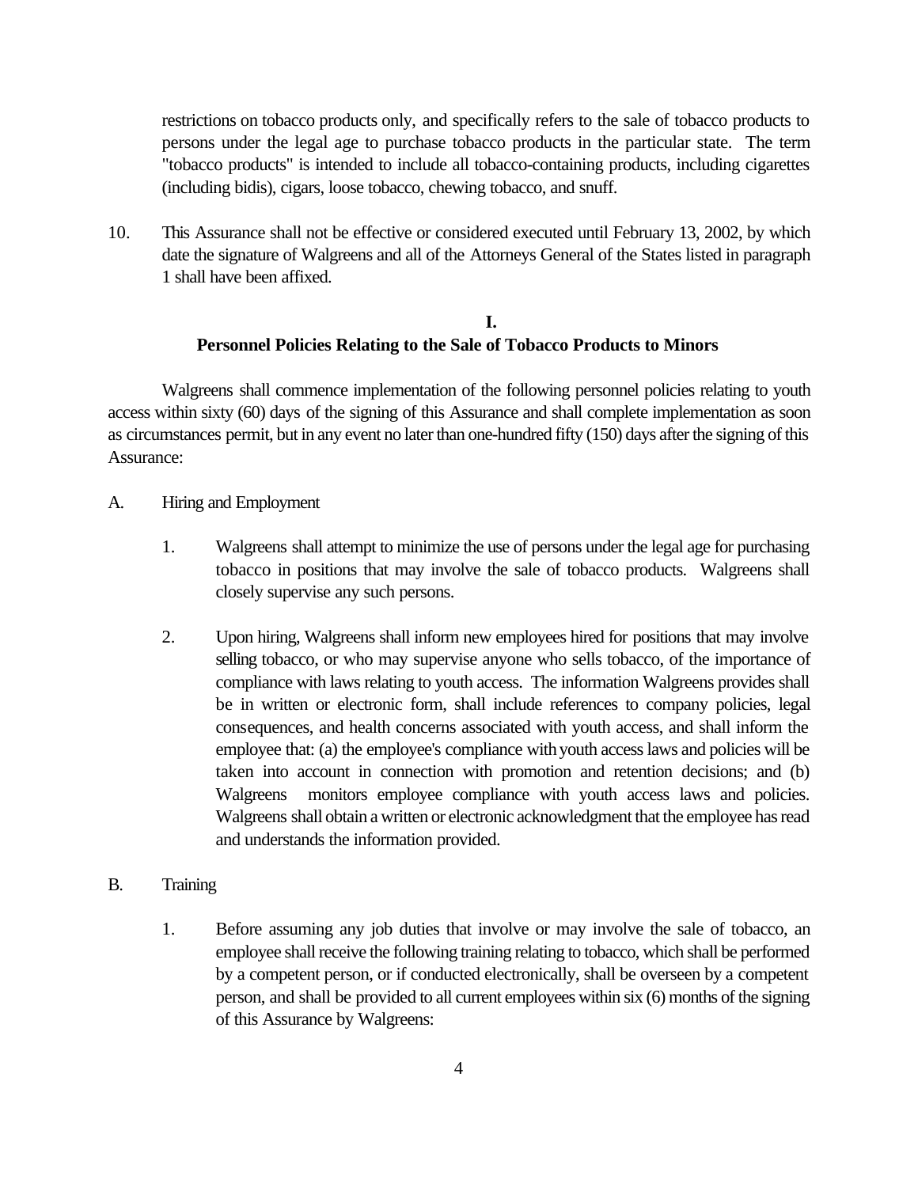restrictions on tobacco products only, and specifically refers to the sale of tobacco products to persons under the legal age to purchase tobacco products in the particular state. The term "tobacco products" is intended to include all tobacco-containing products, including cigarettes (including bidis), cigars, loose tobacco, chewing tobacco, and snuff.

10. This Assurance shall not be effective or considered executed until February 13, 2002, by which date the signature of Walgreens and all of the Attorneys General of the States listed in paragraph 1 shall have been affixed.

## I.
## Personnel Policies Relating to the Sale of Tobacco Products to Minors

Walgreens shall commence implementation of the following personnel policies relating to youth access within sixty (60) days of the signing of this Assurance and shall complete implementation as soon as circumstances permit, but in any event no later than one-hundred fifty (150) days after the signing of this Assurance:

A. Hiring and Employment

1. Walgreens shall attempt to minimize the use of persons under the legal age for purchasing tobacco in positions that may involve the sale of tobacco products. Walgreens shall closely supervise any such persons.

2. Upon hiring, Walgreens shall inform new employees hired for positions that may involve selling tobacco, or who may supervise anyone who sells tobacco, of the importance of compliance with laws relating to youth access. The information Walgreens provides shall be in written or electronic form, shall include references to company policies, legal consequences, and health concerns associated with youth access, and shall inform the employee that: (a) the employee's compliance with youth access laws and policies will be taken into account in connection with promotion and retention decisions; and (b) Walgreens monitors employee compliance with youth access laws and policies. Walgreens shall obtain a written or electronic acknowledgment that the employee has read and understands the information provided.

B. Training

1. Before assuming any job duties that involve or may involve the sale of tobacco, an employee shall receive the following training relating to tobacco, which shall be performed by a competent person, or if conducted electronically, shall be overseen by a competent person, and shall be provided to all current employees within six (6) months of the signing of this Assurance by Walgreens: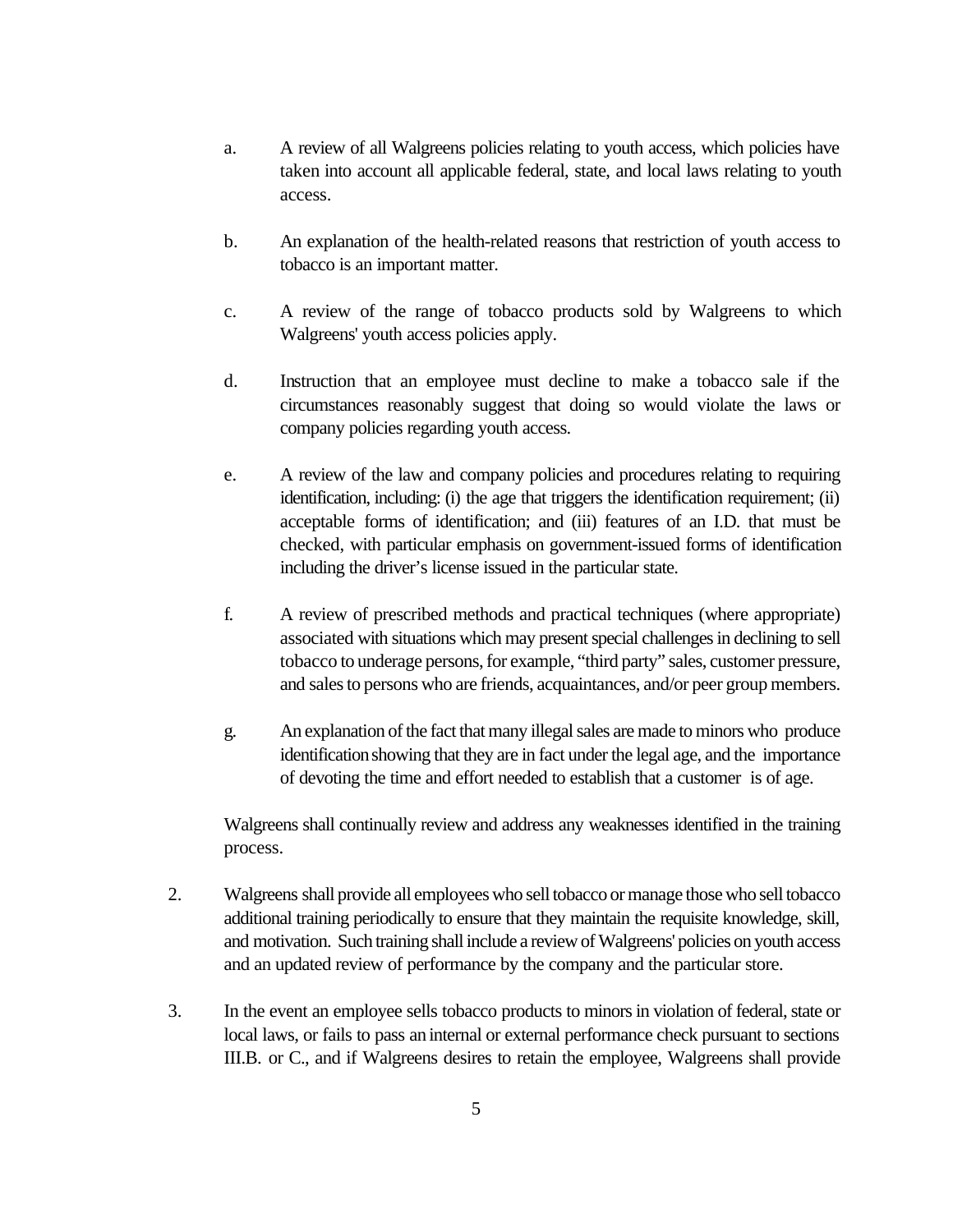a. A review of all Walgreens policies relating to youth access, which policies have taken into account all applicable federal, state, and local laws relating to youth access.

b. An explanation of the health-related reasons that restriction of youth access to tobacco is an important matter.

c. A review of the range of tobacco products sold by Walgreens to which Walgreens' youth access policies apply.

d. Instruction that an employee must decline to make a tobacco sale if the circumstances reasonably suggest that doing so would violate the laws or company policies regarding youth access.

e. A review of the law and company policies and procedures relating to requiring identification, including: (i) the age that triggers the identification requirement; (ii) acceptable forms of identification; and (iii) features of an I.D. that must be checked, with particular emphasis on government-issued forms of identification including the driver's license issued in the particular state.

f. A review of prescribed methods and practical techniques (where appropriate) associated with situations which may present special challenges in declining to sell tobacco to underage persons, for example, "third party" sales, customer pressure, and sales to persons who are friends, acquaintances, and/or peer group members.

g. An explanation of the fact that many illegal sales are made to minors who produce identification showing that they are in fact under the legal age, and the importance of devoting the time and effort needed to establish that a customer is of age.

Walgreens shall continually review and address any weaknesses identified in the training process.

2. Walgreens shall provide all employees who sell tobacco or manage those who sell tobacco additional training periodically to ensure that they maintain the requisite knowledge, skill, and motivation. Such training shall include a review of Walgreens' policies on youth access and an updated review of performance by the company and the particular store.

3. In the event an employee sells tobacco products to minors in violation of federal, state or local laws, or fails to pass an internal or external performance check pursuant to sections III.B. or C., and if Walgreens desires to retain the employee, Walgreens shall provide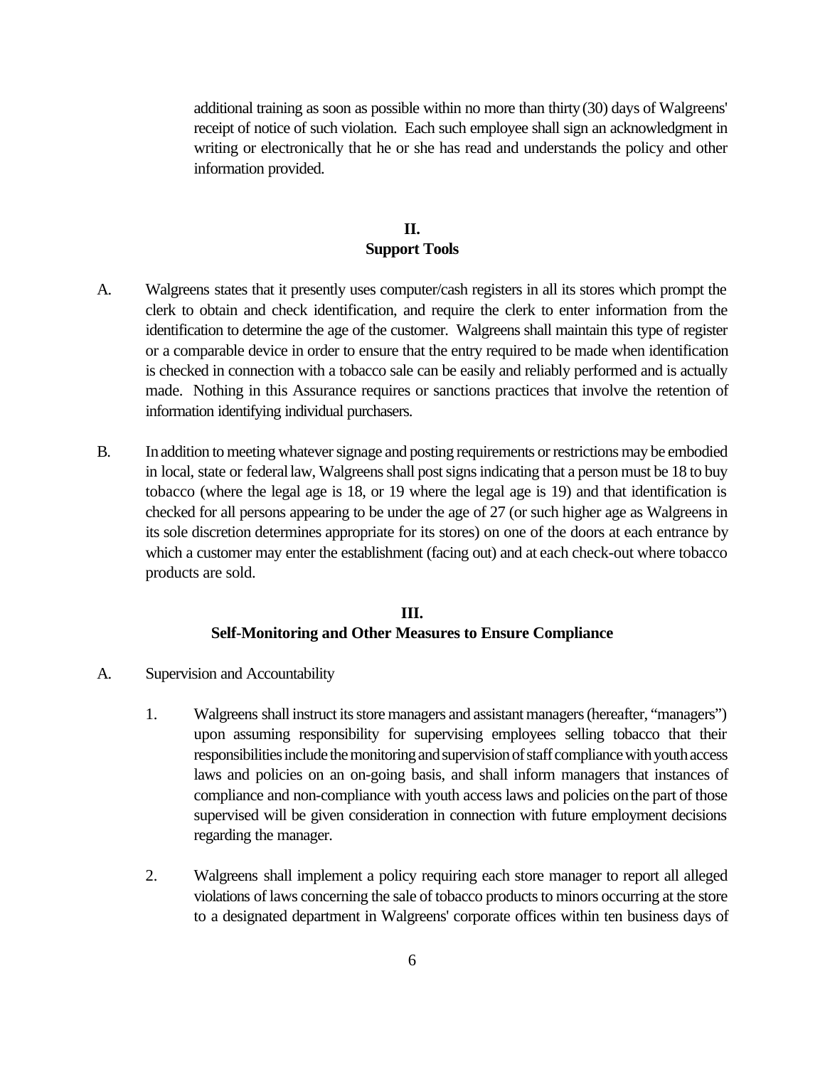additional training as soon as possible within no more than thirty (30) days of Walgreens' receipt of notice of such violation. Each such employee shall sign an acknowledgment in writing or electronically that he or she has read and understands the policy and other information provided.

## II.
## Support Tools

A. Walgreens states that it presently uses computer/cash registers in all its stores which prompt the clerk to obtain and check identification, and require the clerk to enter information from the identification to determine the age of the customer. Walgreens shall maintain this type of register or a comparable device in order to ensure that the entry required to be made when identification is checked in connection with a tobacco sale can be easily and reliably performed and is actually made. Nothing in this Assurance requires or sanctions practices that involve the retention of information identifying individual purchasers.

B. In addition to meeting whatever signage and posting requirements or restrictions may be embodied in local, state or federal law, Walgreens shall post signs indicating that a person must be 18 to buy tobacco (where the legal age is 18, or 19 where the legal age is 19) and that identification is checked for all persons appearing to be under the age of 27 (or such higher age as Walgreens in its sole discretion determines appropriate for its stores) on one of the doors at each entrance by which a customer may enter the establishment (facing out) and at each check-out where tobacco products are sold.

## III.
## Self-Monitoring and Other Measures to Ensure Compliance

A. Supervision and Accountability

1. Walgreens shall instruct its store managers and assistant managers (hereafter, "managers") upon assuming responsibility for supervising employees selling tobacco that their responsibilities include the monitoring and supervision of staff compliance with youth access laws and policies on an on-going basis, and shall inform managers that instances of compliance and non-compliance with youth access laws and policies on the part of those supervised will be given consideration in connection with future employment decisions regarding the manager.

2. Walgreens shall implement a policy requiring each store manager to report all alleged violations of laws concerning the sale of tobacco products to minors occurring at the store to a designated department in Walgreens' corporate offices within ten business days of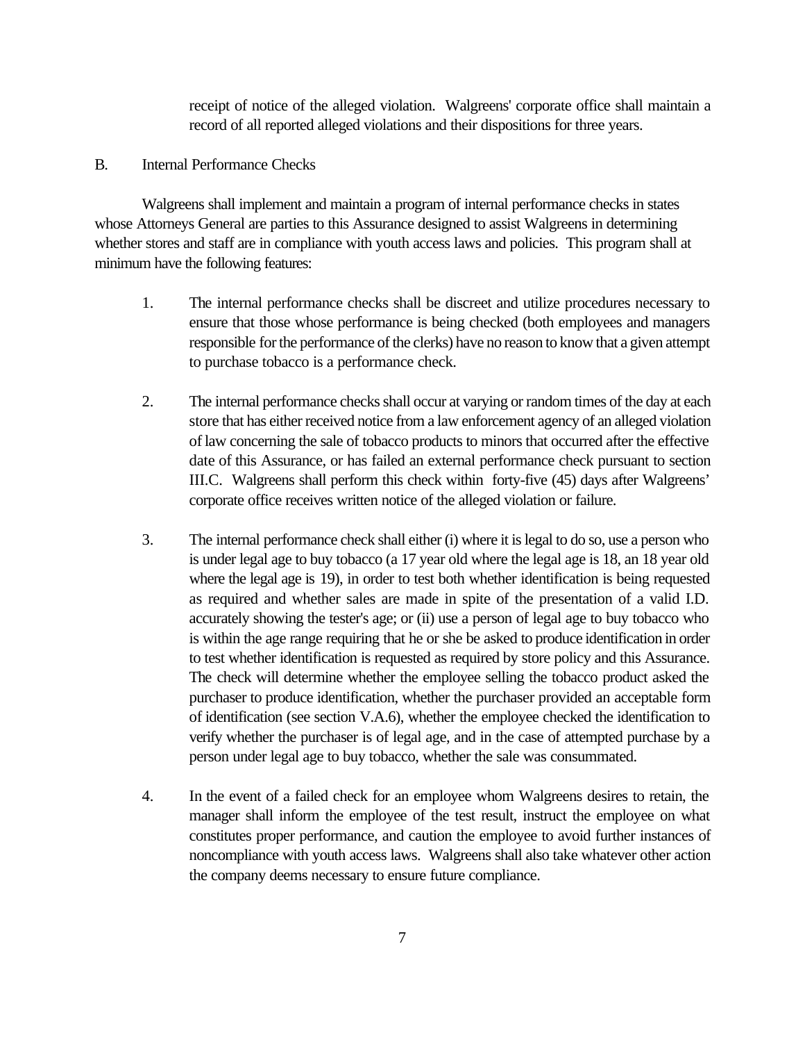receipt of notice of the alleged violation. Walgreens' corporate office shall maintain a record of all reported alleged violations and their dispositions for three years.

B. Internal Performance Checks

Walgreens shall implement and maintain a program of internal performance checks in states whose Attorneys General are parties to this Assurance designed to assist Walgreens in determining whether stores and staff are in compliance with youth access laws and policies. This program shall at minimum have the following features:

1. The internal performance checks shall be discreet and utilize procedures necessary to ensure that those whose performance is being checked (both employees and managers responsible for the performance of the clerks) have no reason to know that a given attempt to purchase tobacco is a performance check.

2. The internal performance checks shall occur at varying or random times of the day at each store that has either received notice from a law enforcement agency of an alleged violation of law concerning the sale of tobacco products to minors that occurred after the effective date of this Assurance, or has failed an external performance check pursuant to section III.C. Walgreens shall perform this check within forty-five (45) days after Walgreens' corporate office receives written notice of the alleged violation or failure.

3. The internal performance check shall either (i) where it is legal to do so, use a person who is under legal age to buy tobacco (a 17 year old where the legal age is 18, an 18 year old where the legal age is 19), in order to test both whether identification is being requested as required and whether sales are made in spite of the presentation of a valid I.D. accurately showing the tester's age; or (ii) use a person of legal age to buy tobacco who is within the age range requiring that he or she be asked to produce identification in order to test whether identification is requested as required by store policy and this Assurance. The check will determine whether the employee selling the tobacco product asked the purchaser to produce identification, whether the purchaser provided an acceptable form of identification (see section V.A.6), whether the employee checked the identification to verify whether the purchaser is of legal age, and in the case of attempted purchase by a person under legal age to buy tobacco, whether the sale was consummated.

4. In the event of a failed check for an employee whom Walgreens desires to retain, the manager shall inform the employee of the test result, instruct the employee on what constitutes proper performance, and caution the employee to avoid further instances of noncompliance with youth access laws. Walgreens shall also take whatever other action the company deems necessary to ensure future compliance.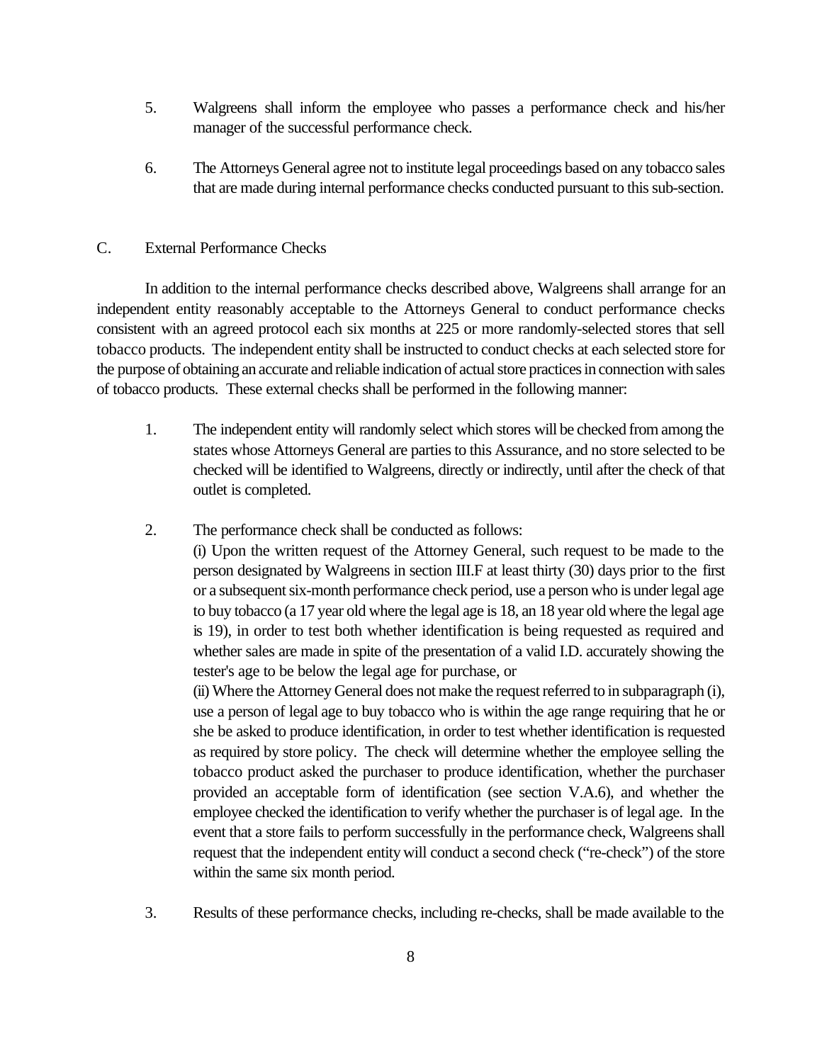5. Walgreens shall inform the employee who passes a performance check and his/her manager of the successful performance check.

6. The Attorneys General agree not to institute legal proceedings based on any tobacco sales that are made during internal performance checks conducted pursuant to this sub-section.

### C. External Performance Checks

In addition to the internal performance checks described above, Walgreens shall arrange for an independent entity reasonably acceptable to the Attorneys General to conduct performance checks consistent with an agreed protocol each six months at 225 or more randomly-selected stores that sell tobacco products. The independent entity shall be instructed to conduct checks at each selected store for the purpose of obtaining an accurate and reliable indication of actual store practices in connection with sales of tobacco products. These external checks shall be performed in the following manner:

1. The independent entity will randomly select which stores will be checked from among the states whose Attorneys General are parties to this Assurance, and no store selected to be checked will be identified to Walgreens, directly or indirectly, until after the check of that outlet is completed.

2. The performance check shall be conducted as follows:
   (i) Upon the written request of the Attorney General, such request to be made to the person designated by Walgreens in section III.F at least thirty (30) days prior to the first or a subsequent six-month performance check period, use a person who is under legal age to buy tobacco (a 17 year old where the legal age is 18, an 18 year old where the legal age is 19), in order to test both whether identification is being requested as required and whether sales are made in spite of the presentation of a valid I.D. accurately showing the tester's age to be below the legal age for purchase, or
   (ii) Where the Attorney General does not make the request referred to in subparagraph (i), use a person of legal age to buy tobacco who is within the age range requiring that he or she be asked to produce identification, in order to test whether identification is requested as required by store policy. The check will determine whether the employee selling the tobacco product asked the purchaser to produce identification, whether the purchaser provided an acceptable form of identification (see section V.A.6), and whether the employee checked the identification to verify whether the purchaser is of legal age. In the event that a store fails to perform successfully in the performance check, Walgreens shall request that the independent entity will conduct a second check ("re-check") of the store within the same six month period.

3. Results of these performance checks, including re-checks, shall be made available to the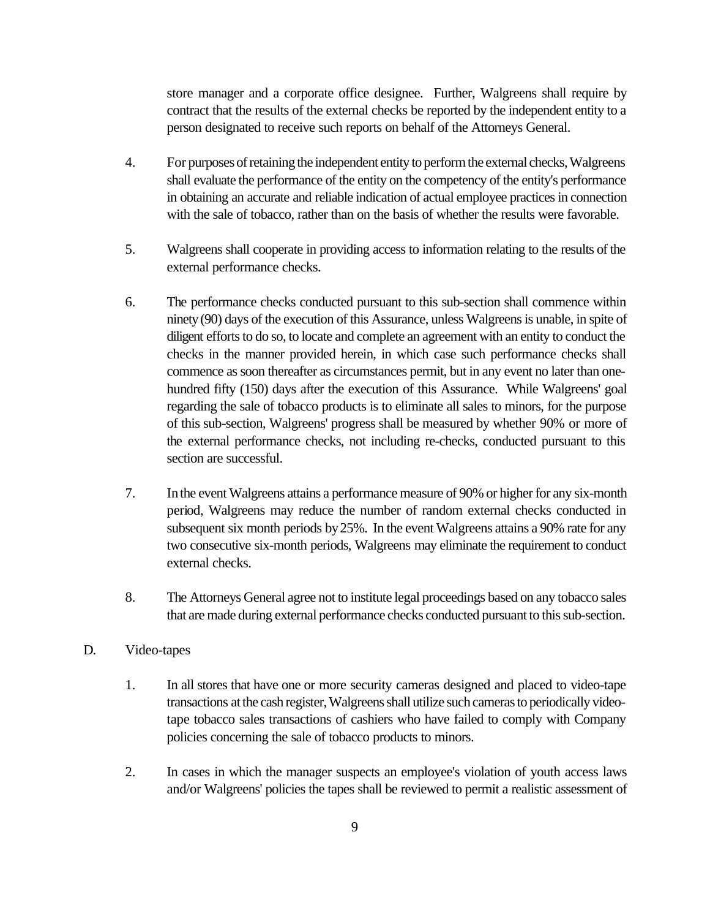store manager and a corporate office designee. Further, Walgreens shall require by contract that the results of the external checks be reported by the independent entity to a person designated to receive such reports on behalf of the Attorneys General.

4. For purposes of retaining the independent entity to perform the external checks, Walgreens shall evaluate the performance of the entity on the competency of the entity's performance in obtaining an accurate and reliable indication of actual employee practices in connection with the sale of tobacco, rather than on the basis of whether the results were favorable.

5. Walgreens shall cooperate in providing access to information relating to the results of the external performance checks.

6. The performance checks conducted pursuant to this sub-section shall commence within ninety (90) days of the execution of this Assurance, unless Walgreens is unable, in spite of diligent efforts to do so, to locate and complete an agreement with an entity to conduct the checks in the manner provided herein, in which case such performance checks shall commence as soon thereafter as circumstances permit, but in any event no later than one-hundred fifty (150) days after the execution of this Assurance. While Walgreens' goal regarding the sale of tobacco products is to eliminate all sales to minors, for the purpose of this sub-section, Walgreens' progress shall be measured by whether 90% or more of the external performance checks, not including re-checks, conducted pursuant to this section are successful.

7. In the event Walgreens attains a performance measure of 90% or higher for any six-month period, Walgreens may reduce the number of random external checks conducted in subsequent six month periods by 25%. In the event Walgreens attains a 90% rate for any two consecutive six-month periods, Walgreens may eliminate the requirement to conduct external checks.

8. The Attorneys General agree not to institute legal proceedings based on any tobacco sales that are made during external performance checks conducted pursuant to this sub-section.

D. Video-tapes

1. In all stores that have one or more security cameras designed and placed to video-tape transactions at the cash register, Walgreens shall utilize such cameras to periodically video-tape tobacco sales transactions of cashiers who have failed to comply with Company policies concerning the sale of tobacco products to minors.

2. In cases in which the manager suspects an employee's violation of youth access laws and/or Walgreens' policies the tapes shall be reviewed to permit a realistic assessment of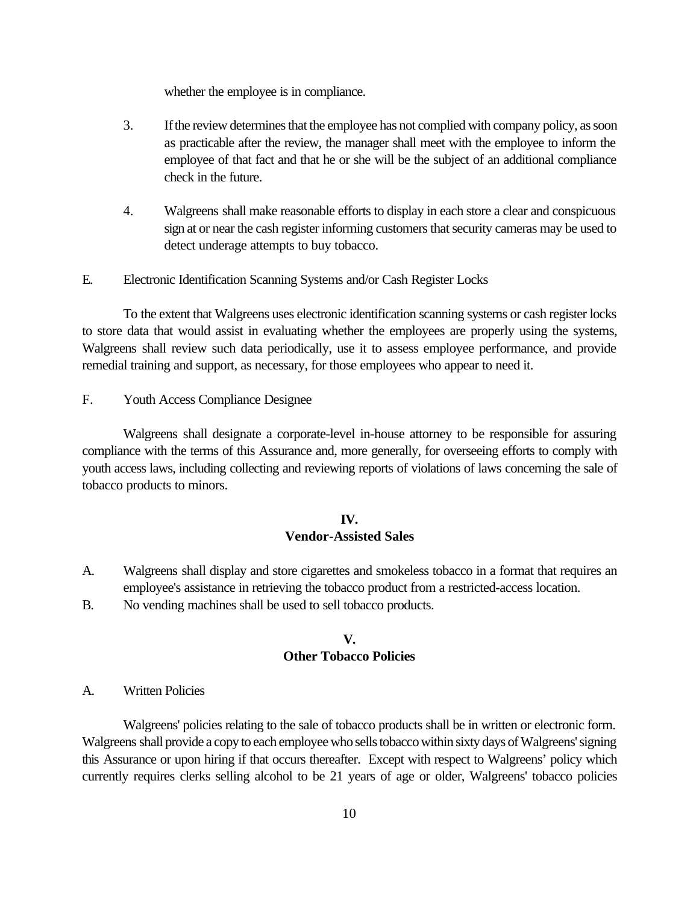whether the employee is in compliance.

3. If the review determines that the employee has not complied with company policy, as soon as practicable after the review, the manager shall meet with the employee to inform the employee of that fact and that he or she will be the subject of an additional compliance check in the future.

4. Walgreens shall make reasonable efforts to display in each store a clear and conspicuous sign at or near the cash register informing customers that security cameras may be used to detect underage attempts to buy tobacco.

E. Electronic Identification Scanning Systems and/or Cash Register Locks

To the extent that Walgreens uses electronic identification scanning systems or cash register locks to store data that would assist in evaluating whether the employees are properly using the systems, Walgreens shall review such data periodically, use it to assess employee performance, and provide remedial training and support, as necessary, for those employees who appear to need it.

F. Youth Access Compliance Designee

Walgreens shall designate a corporate-level in-house attorney to be responsible for assuring compliance with the terms of this Assurance and, more generally, for overseeing efforts to comply with youth access laws, including collecting and reviewing reports of violations of laws concerning the sale of tobacco products to minors.

## IV.
## Vendor-Assisted Sales

A. Walgreens shall display and store cigarettes and smokeless tobacco in a format that requires an employee's assistance in retrieving the tobacco product from a restricted-access location.

B. No vending machines shall be used to sell tobacco products.

## V.
## Other Tobacco Policies

A. Written Policies

Walgreens' policies relating to the sale of tobacco products shall be in written or electronic form. Walgreens shall provide a copy to each employee who sells tobacco within sixty days of Walgreens' signing this Assurance or upon hiring if that occurs thereafter. Except with respect to Walgreens' policy which currently requires clerks selling alcohol to be 21 years of age or older, Walgreens' tobacco policies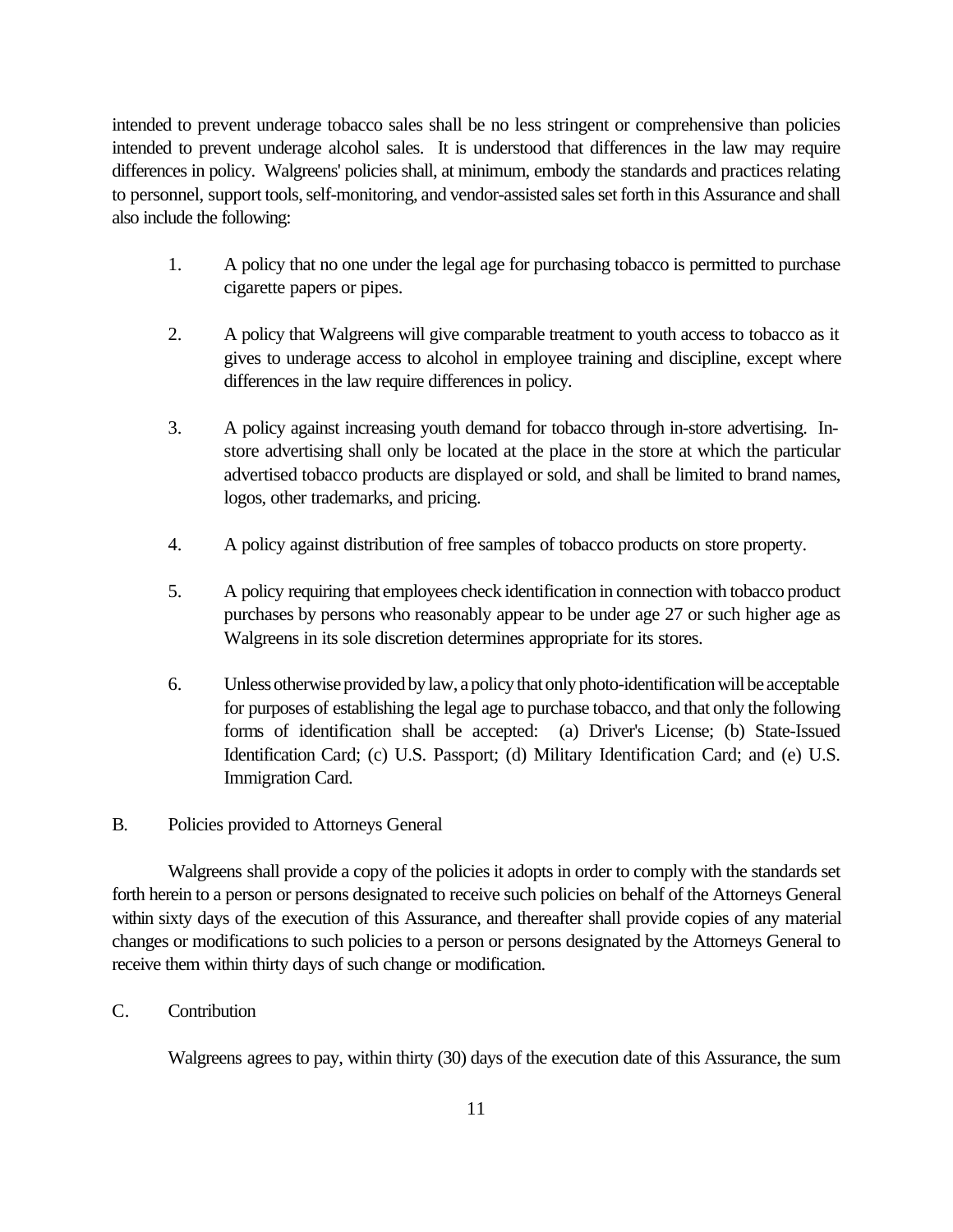intended to prevent underage tobacco sales shall be no less stringent or comprehensive than policies intended to prevent underage alcohol sales. It is understood that differences in the law may require differences in policy. Walgreens' policies shall, at minimum, embody the standards and practices relating to personnel, support tools, self-monitoring, and vendor-assisted sales set forth in this Assurance and shall also include the following:

1. A policy that no one under the legal age for purchasing tobacco is permitted to purchase cigarette papers or pipes.

2. A policy that Walgreens will give comparable treatment to youth access to tobacco as it gives to underage access to alcohol in employee training and discipline, except where differences in the law require differences in policy.

3. A policy against increasing youth demand for tobacco through in-store advertising. In-store advertising shall only be located at the place in the store at which the particular advertised tobacco products are displayed or sold, and shall be limited to brand names, logos, other trademarks, and pricing.

4. A policy against distribution of free samples of tobacco products on store property.

5. A policy requiring that employees check identification in connection with tobacco product purchases by persons who reasonably appear to be under age 27 or such higher age as Walgreens in its sole discretion determines appropriate for its stores.

6. Unless otherwise provided by law, a policy that only photo-identification will be acceptable for purposes of establishing the legal age to purchase tobacco, and that only the following forms of identification shall be accepted: (a) Driver's License; (b) State-Issued Identification Card; (c) U.S. Passport; (d) Military Identification Card; and (e) U.S. Immigration Card.

B. Policies provided to Attorneys General

Walgreens shall provide a copy of the policies it adopts in order to comply with the standards set forth herein to a person or persons designated to receive such policies on behalf of the Attorneys General within sixty days of the execution of this Assurance, and thereafter shall provide copies of any material changes or modifications to such policies to a person or persons designated by the Attorneys General to receive them within thirty days of such change or modification.

C. Contribution

Walgreens agrees to pay, within thirty (30) days of the execution date of this Assurance, the sum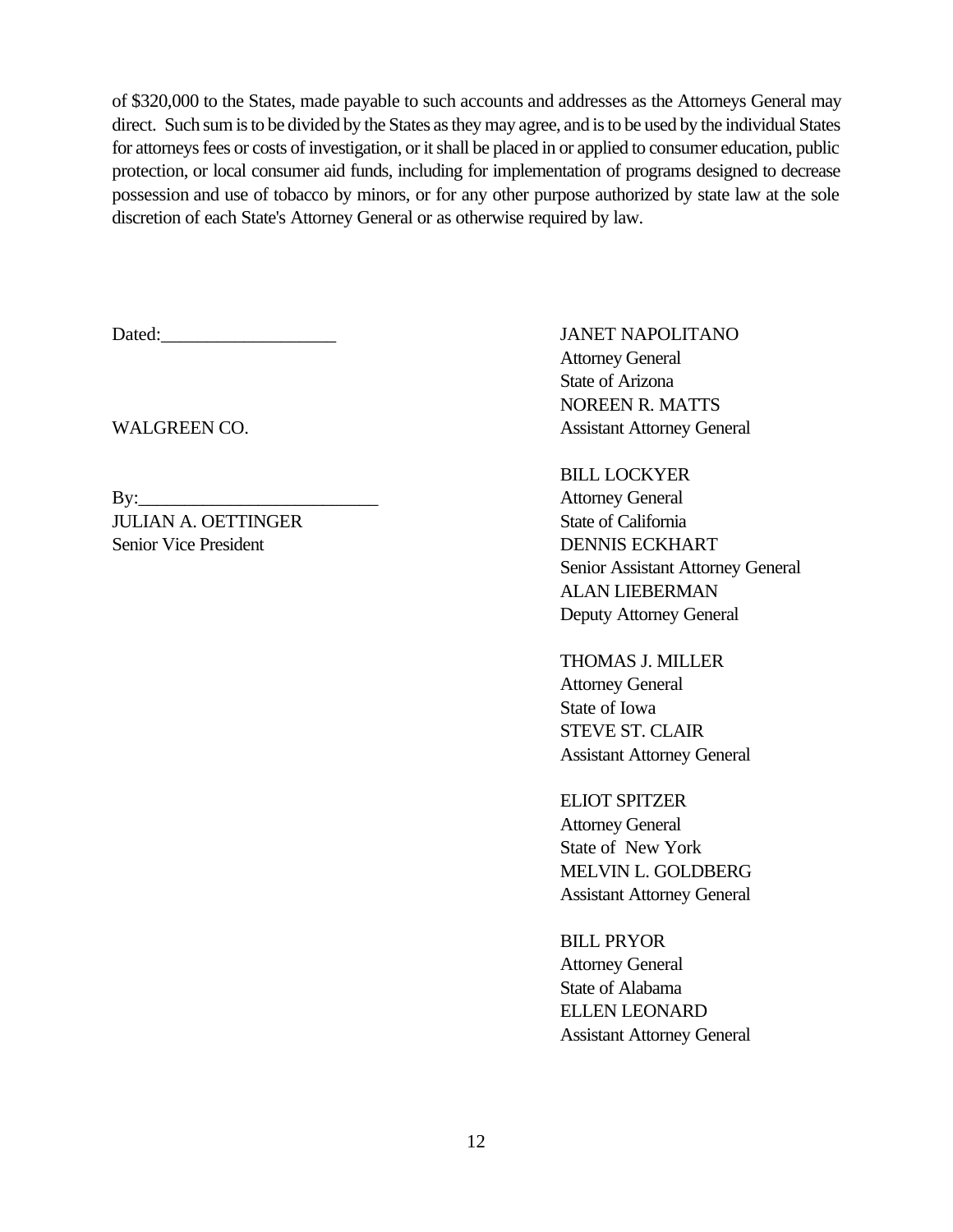of $320,000 to the States, made payable to such accounts and addresses as the Attorneys General may direct. Such sum is to be divided by the States as they may agree, and is to be used by the individual States for attorneys fees or costs of investigation, or it shall be placed in or applied to consumer education, public protection, or local consumer aid funds, including for implementation of programs designed to decrease possession and use of tobacco by minors, or for any other purpose authorized by state law at the sole discretion of each State's Attorney General or as otherwise required by law.

Dated:___________________

WALGREEN CO.

By:__________________________
JULIAN A. OETTINGER
Senior Vice President

JANET NAPOLITANO
Attorney General
State of Arizona
NOREEN R. MATTS
Assistant Attorney General

BILL LOCKYER
Attorney General
State of California
DENNIS ECKHART
Senior Assistant Attorney General
ALAN LIEBERMAN
Deputy Attorney General

THOMAS J. MILLER
Attorney General
State of Iowa
STEVE ST. CLAIR
Assistant Attorney General

ELIOT SPITZER
Attorney General
State of New York
MELVIN L. GOLDBERG
Assistant Attorney General

BILL PRYOR
Attorney General
State of Alabama
ELLEN LEONARD
Assistant Attorney General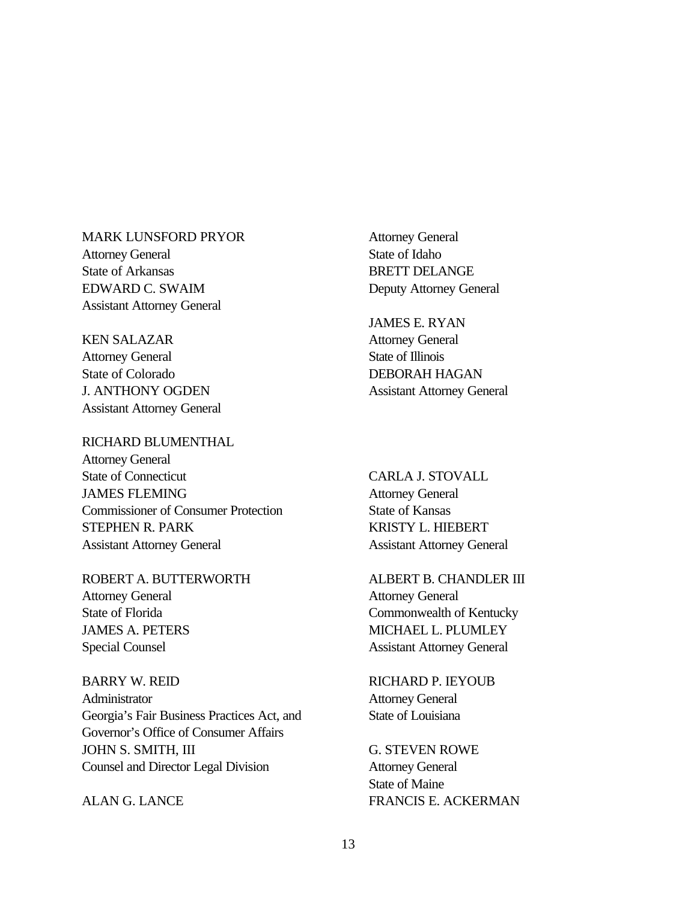MARK LUNSFORD PRYOR
Attorney General
State of Arkansas
EDWARD C. SWAIM
Assistant Attorney General

KEN SALAZAR
Attorney General
State of Colorado
J. ANTHONY OGDEN
Assistant Attorney General

RICHARD BLUMENTHAL
Attorney General
State of Connecticut
JAMES FLEMING
Commissioner of Consumer Protection
STEPHEN R. PARK
Assistant Attorney General

ROBERT A. BUTTERWORTH
Attorney General
State of Florida
JAMES A. PETERS
Special Counsel

BARRY W. REID
Administrator
Georgia's Fair Business Practices Act, and
Governor's Office of Consumer Affairs
JOHN S. SMITH, III
Counsel and Director Legal Division

ALAN G. LANCE
Attorney General
State of Idaho
BRETT DELANGE
Deputy Attorney General

JAMES E. RYAN
Attorney General
State of Illinois
DEBORAH HAGAN
Assistant Attorney General

CARLA J. STOVALL
Attorney General
State of Kansas
KRISTY L. HIEBERT
Assistant Attorney General

ALBERT B. CHANDLER III
Attorney General
Commonwealth of Kentucky
MICHAEL L. PLUMLEY
Assistant Attorney General

RICHARD P. IEYOUB
Attorney General
State of Louisiana

G. STEVEN ROWE
Attorney General
State of Maine
FRANCIS E. ACKERMAN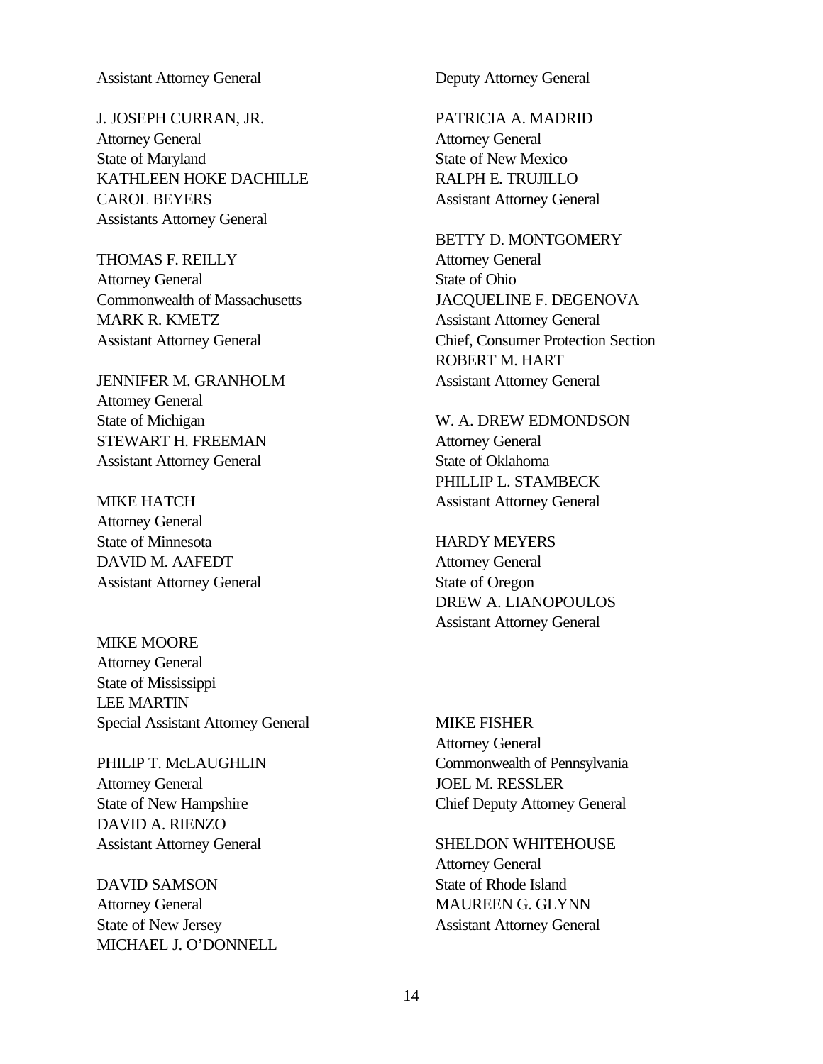Assistant Attorney General

J. JOSEPH CURRAN, JR.
Attorney General
State of Maryland
KATHLEEN HOKE DACHILLE
CAROL BEYERS
Assistants Attorney General

THOMAS F. REILLY
Attorney General
Commonwealth of Massachusetts
MARK R. KMETZ
Assistant Attorney General

JENNIFER M. GRANHOLM
Attorney General
State of Michigan
STEWART H. FREEMAN
Assistant Attorney General

MIKE HATCH
Attorney General
State of Minnesota
DAVID M. AAFEDT
Assistant Attorney General

MIKE MOORE
Attorney General
State of Mississippi
LEE MARTIN
Special Assistant Attorney General

PHILIP T. McLAUGHLIN
Attorney General
State of New Hampshire
DAVID A. RIENZO
Assistant Attorney General

DAVID SAMSON
Attorney General
State of New Jersey
MICHAEL J. O'DONNELL
Deputy Attorney General

PATRICIA A. MADRID
Attorney General
State of New Mexico
RALPH E. TRUJILLO
Assistant Attorney General

BETTY D. MONTGOMERY
Attorney General
State of Ohio
JACQUELINE F. DEGENOVA
Assistant Attorney General
Chief, Consumer Protection Section
ROBERT M. HART
Assistant Attorney General

W. A. DREW EDMONDSON
Attorney General
State of Oklahoma
PHILLIP L. STAMBECK
Assistant Attorney General

HARDY MEYERS
Attorney General
State of Oregon
DREW A. LIANOPOULOS
Assistant Attorney General

MIKE FISHER
Attorney General
Commonwealth of Pennsylvania
JOEL M. RESSLER
Chief Deputy Attorney General

SHELDON WHITEHOUSE
Attorney General
State of Rhode Island
MAUREEN G. GLYNN
Assistant Attorney General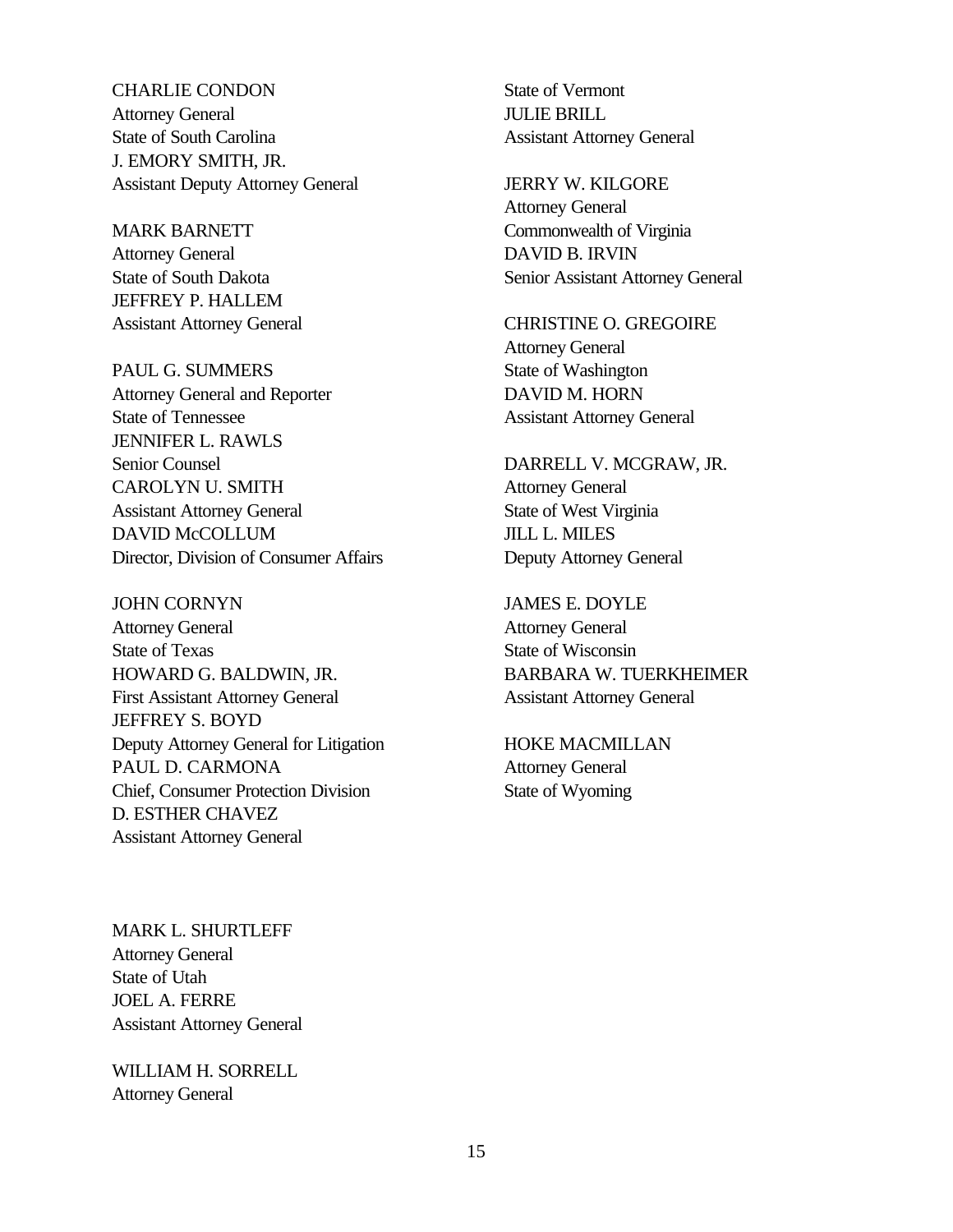CHARLIE CONDON
Attorney General
State of South Carolina
J. EMORY SMITH, JR.
Assistant Deputy Attorney General

MARK BARNETT
Attorney General
State of South Dakota
JEFFREY P. HALLEM
Assistant Attorney General

PAUL G. SUMMERS
Attorney General and Reporter
State of Tennessee
JENNIFER L. RAWLS
Senior Counsel
CAROLYN U. SMITH
Assistant Attorney General
DAVID McCOLLUM
Director, Division of Consumer Affairs

JOHN CORNYN
Attorney General
State of Texas
HOWARD G. BALDWIN, JR.
First Assistant Attorney General
JEFFREY S. BOYD
Deputy Attorney General for Litigation
PAUL D. CARMONA
Chief, Consumer Protection Division
D. ESTHER CHAVEZ
Assistant Attorney General

MARK L. SHURTLEFF
Attorney General
State of Utah
JOEL A. FERRE
Assistant Attorney General

WILLIAM H. SORRELL
Attorney General
State of Vermont
JULIE BRILL
Assistant Attorney General

JERRY W. KILGORE
Attorney General
Commonwealth of Virginia
DAVID B. IRVIN
Senior Assistant Attorney General

CHRISTINE O. GREGOIRE
Attorney General
State of Washington
DAVID M. HORN
Assistant Attorney General

DARRELL V. MCGRAW, JR.
Attorney General
State of West Virginia
JILL L. MILES
Deputy Attorney General

JAMES E. DOYLE
Attorney General
State of Wisconsin
BARBARA W. TUERKHEIMER
Assistant Attorney General

HOKE MACMILLAN
Attorney General
State of Wyoming